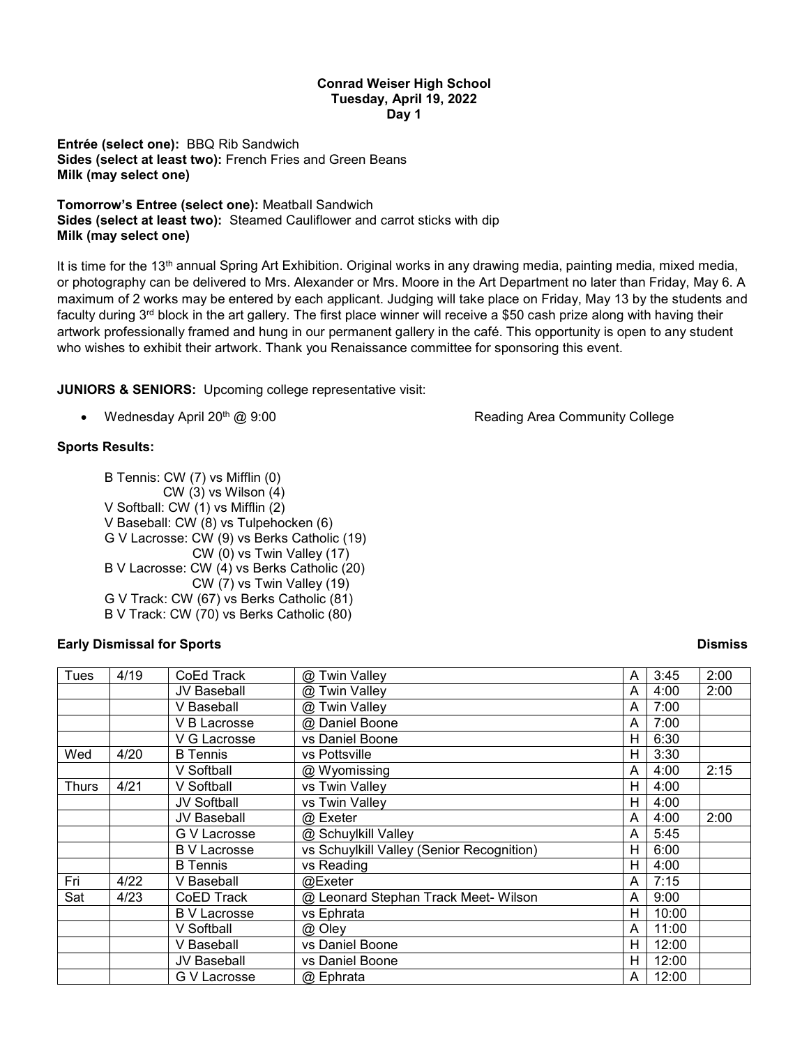**Conrad Weiser High School**
**Tuesday, April 19, 2022**
**Day 1**

**Entrée (select one):** BBQ Rib Sandwich
**Sides (select at least two):** French Fries and Green Beans
**Milk (may select one)**

**Tomorrow's Entree (select one):** Meatball Sandwich
**Sides (select at least two):** Steamed Cauliflower and carrot sticks with dip
**Milk (may select one)**

It is time for the 13th annual Spring Art Exhibition. Original works in any drawing media, painting media, mixed media, or photography can be delivered to Mrs. Alexander or Mrs. Moore in the Art Department no later than Friday, May 6. A maximum of 2 works may be entered by each applicant. Judging will take place on Friday, May 13 by the students and faculty during 3rd block in the art gallery. The first place winner will receive a $50 cash prize along with having their artwork professionally framed and hung in our permanent gallery in the café. This opportunity is open to any student who wishes to exhibit their artwork. Thank you Renaissance committee for sponsoring this event.

**JUNIORS & SENIORS:** Upcoming college representative visit:

- Wednesday April 20th @ 9:00 Reading Area Community College

**Sports Results:**

B Tennis: CW (7) vs Mifflin (0)
CW (3) vs Wilson (4)
V Softball: CW (1) vs Mifflin (2)
V Baseball: CW (8) vs Tulpehocken (6)
G V Lacrosse: CW (9) vs Berks Catholic (19)
CW (0) vs Twin Valley (17)
B V Lacrosse: CW (4) vs Berks Catholic (20)
CW (7) vs Twin Valley (19)
G V Track: CW (67) vs Berks Catholic (81)
B V Track: CW (70) vs Berks Catholic (80)

**Early Dismissal for Sports** **Dismiss**

| | | | | | | |
|---|---|---|---|---|---|---|
| Tues | 4/19 | CoEd Track | @ Twin Valley | A | 3:45 | 2:00 |
| | | JV Baseball | @ Twin Valley | A | 4:00 | 2:00 |
| | | V Baseball | @ Twin Valley | A | 7:00 | |
| | | V B Lacrosse | @ Daniel Boone | A | 7:00 | |
| | | V G Lacrosse | vs Daniel Boone | H | 6:30 | |
| Wed | 4/20 | B Tennis | vs Pottsville | H | 3:30 | |
| | | V Softball | @ Wyomissing | A | 4:00 | 2:15 |
| Thurs | 4/21 | V Softball | vs Twin Valley | H | 4:00 | |
| | | JV Softball | vs Twin Valley | H | 4:00 | |
| | | JV Baseball | @ Exeter | A | 4:00 | 2:00 |
| | | G V Lacrosse | @ Schuylkill Valley | A | 5:45 | |
| | | B V Lacrosse | vs Schuylkill Valley (Senior Recognition) | H | 6:00 | |
| | | B Tennis | vs Reading | H | 4:00 | |
| Fri | 4/22 | V Baseball | @Exeter | A | 7:15 | |
| Sat | 4/23 | CoED Track | @ Leonard Stephan Track Meet- Wilson | A | 9:00 | |
| | | B V Lacrosse | vs Ephrata | H | 10:00 | |
| | | V Softball | @ Oley | A | 11:00 | |
| | | V Baseball | vs Daniel Boone | H | 12:00 | |
| | | JV Baseball | vs Daniel Boone | H | 12:00 | |
| | | G V Lacrosse | @ Ephrata | A | 12:00 | |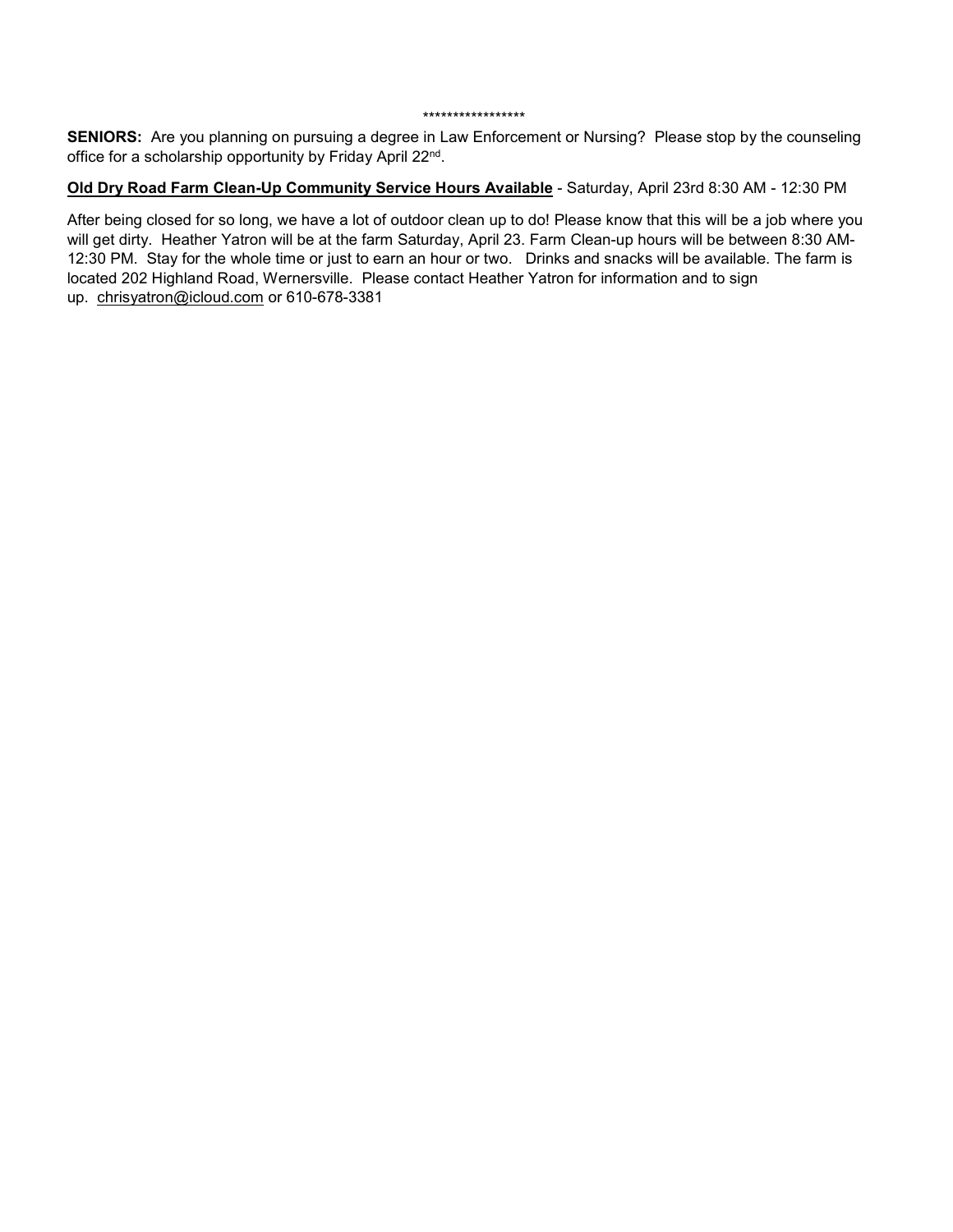*****************

**SENIORS:** Are you planning on pursuing a degree in Law Enforcement or Nursing? Please stop by the counseling office for a scholarship opportunity by Friday April 22nd.

**Old Dry Road Farm Clean-Up Community Service Hours Available** - Saturday, April 23rd 8:30 AM - 12:30 PM

After being closed for so long, we have a lot of outdoor clean up to do! Please know that this will be a job where you will get dirty. Heather Yatron will be at the farm Saturday, April 23. Farm Clean-up hours will be between 8:30 AM-12:30 PM. Stay for the whole time or just to earn an hour or two. Drinks and snacks will be available. The farm is located 202 Highland Road, Wernersville. Please contact Heather Yatron for information and to sign up. chrisyatron@icloud.com or 610-678-3381